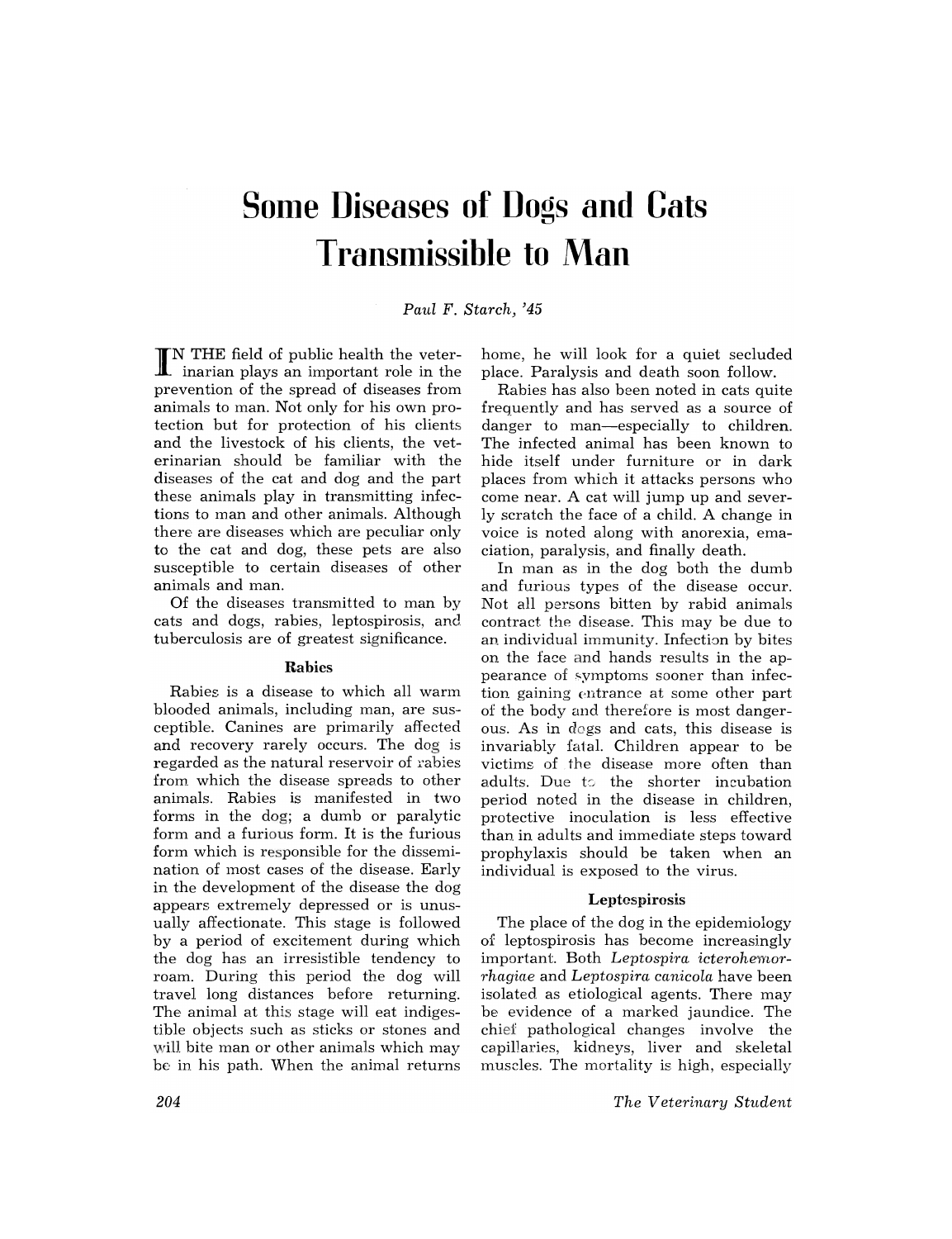# Some Diseases of Dogs and Cats Transmissible to Man

*Paul F. Starch, '45*

IN THE field of public health the veterinarian plays an important role in the prevention of the spread of diseases from animals to man. Not only for his own protection but for protection of his clients and the livestock of his clients, the veterinarian should be familiar with the diseases of the cat and dog and the part these animals play in transmitting infections to man and other animals. Although there are diseases which are peculiar only to the cat and dog, these pets are also susceptible to certain diseases of other animals and man.

Of the diseases transmitted to man by cats and dogs, rabies, leptospirosis, and tuberculosis are of greatest significance.

### Rabies

Rabies is a disease to which all warm blooded animals, including man, are susceptible. Canines are primarily affected and recovery rarely occurs. The dog is regarded as the natural reservoir of rabies from which the disease spreads to other animals. Rabies is manifested in two forms in the dog; a dumb or paralytic form and a furious form. It is the furious form which is responsible for the dissemination of most cases of the disease. Early in the development of the disease the dog appears extremely depressed or is unusually affectionate. This stage is followed by a period of excitement during which the dog has an irresistible tendency to roam. During this period the dog will travel long distances before returning. The animal at this stage will eat indigestible objects such as sticks or stones and will bite man or other animals which may be in his path. When the animal returns home, he will look for a quiet secluded place. Paralysis and death soon follow.

Rabies has also been noted in cats quite frequently and has served as a source of danger to man—especially to children. The infected animal has been known to hide itself under furniture or in dark places from which it attacks persons who come near. A cat will jump up and severly scratch the face of a child. A change in voice is noted along with anorexia, emaciation, paralysis, and finally death.

In man as in the dog both the dumb and furious types of the disease occur. Not all persons bitten by rabid animals contract the disease. This may be due to an individual immunity. Infection by bites on the face and hands results in the appearance of symptoms sooner than infection gaining entrance at some other part of the body and therefore is most dangerous. As in dogs and cats, this disease is invariably fatal. Children appear to be victims of the disease more often than adults. Due to the shorter incubation period noted in the disease in children, protective inoculation is less effective than in adults and immediate steps toward prophylaxis should be taken when an individual is exposed to the virus.

### Leptospirosis

The place of the dog in the epidemiology of leptospirosis has become increasingly important. Both *Leptospira icterohemorrhagiae* and *Leptospira canicola* have been isolated as etiological agents. There may be evidence of a marked jaundice. The chief pathological changes involve the capillaries, kidneys, liver and skeletal muscles. The mortality is high, especially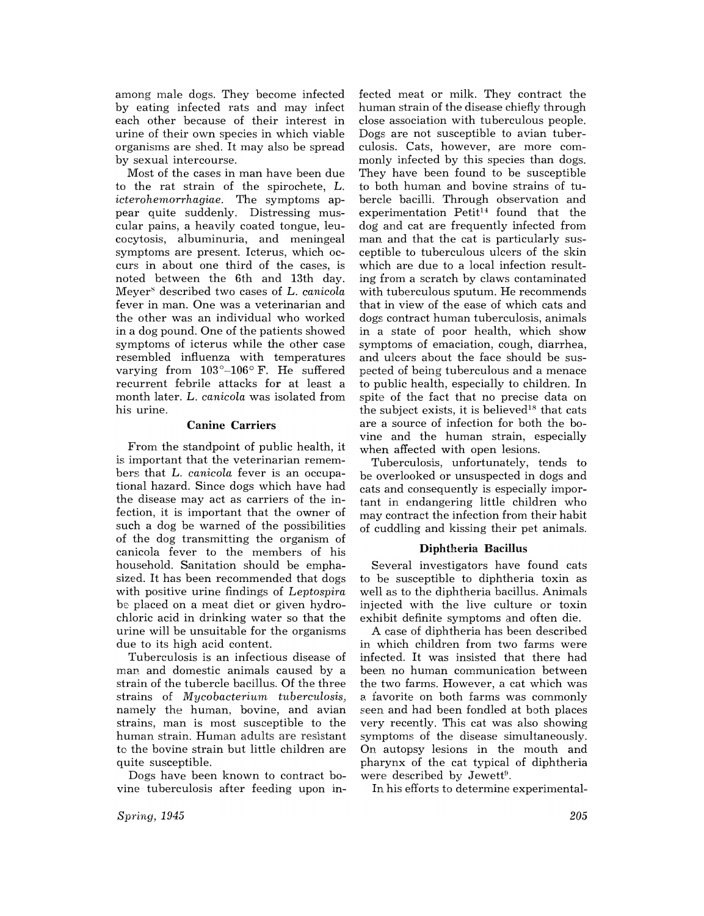among male dogs. They become infected by eating infected rats and may infect each other because of their interest in urine of their own species in which viable organisms are shed. It may also be spread by sexual intercourse.

Most of the cases in man have been due to the rat strain of the spirochete, *L. icterohemorrhagiae*. The symptoms appear quite suddenly. Distressing muscular pains, a heavily coated tongue, leucocytosis, albuminuria, and meningeal symptoms are present. Icterus, which occurs in about one third of the cases, is noted between the 6th and 13th day. Meyer[8] described two cases of *L. canicola* fever in man. One was a veterinarian and the other was an individual who worked in a dog pound. One of the patients showed symptoms of icterus while the other case resembled influenza with temperatures varying from 103°–106° F. He suffered recurrent febrile attacks for at least a month later. *L. canicola* was isolated from his urine.

### Canine Carriers

From the standpoint of public health, it is important that the veterinarian remembers that *L. canicola* fever is an occupational hazard. Since dogs which have had the disease may act as carriers of the infection, it is important that the owner of such a dog be warned of the possibilities of the dog transmitting the organism of canicola fever to the members of his household. Sanitation should be emphasized. It has been recommended that dogs with positive urine findings of *Leptospira* be placed on a meat diet or given hydrochloric acid in drinking water so that the urine will be unsuitable for the organisms due to its high acid content.

Tuberculosis is an infectious disease of man and domestic animals caused by a strain of the tubercle bacillus. Of the three strains of *Mycobacterium tuberculosis*, namely the human, bovine, and avian strains, man is most susceptible to the human strain. Human adults are resistant to the bovine strain but little children are quite susceptible.

Dogs have been known to contract bovine tuberculosis after feeding upon infected meat or milk. They contract the human strain of the disease chiefly through close association with tuberculous people. Dogs are not susceptible to avian tuberculosis. Cats, however, are more commonly infected by this species than dogs. They have been found to be susceptible to both human and bovine strains of tubercle bacilli. Through observation and experimentation Petit[14] found that the dog and cat are frequently infected from man and that the cat is particularly susceptible to tuberculous ulcers of the skin which are due to a local infection resulting from a scratch by claws contaminated with tuberculous sputum. He recommends that in view of the ease of which cats and dogs contract human tuberculosis, animals in a state of poor health, which show symptoms of emaciation, cough, diarrhea, and ulcers about the face should be suspected of being tuberculous and a menace to public health, especially to children. In spite of the fact that no precise data on the subject exists, it is believed[18] that cats are a source of infection for both the bovine and the human strain, especially when affected with open lesions.

Tuberculosis, unfortunately, tends to be overlooked or unsuspected in dogs and cats and consequently is especially important in endangering little children who may contract the infection from their habit of cuddling and kissing their pet animals.

### Diphtheria Bacillus

Several investigators have found cats to be susceptible to diphtheria toxin as well as to the diphtheria bacillus. Animals injected with the live culture or toxin exhibit definite symptoms and often die.

A case of diphtheria has been described in which children from two farms were infected. It was insisted that there had been no human communication between the two farms. However, a cat which was a favorite on both farms was commonly seen and had been fondled at both places very recently. This cat was also showing symptoms of the disease simultaneously. On autopsy lesions in the mouth and pharynx of the cat typical of diphtheria were described by Jewett[9].

In his efforts to determine experimental-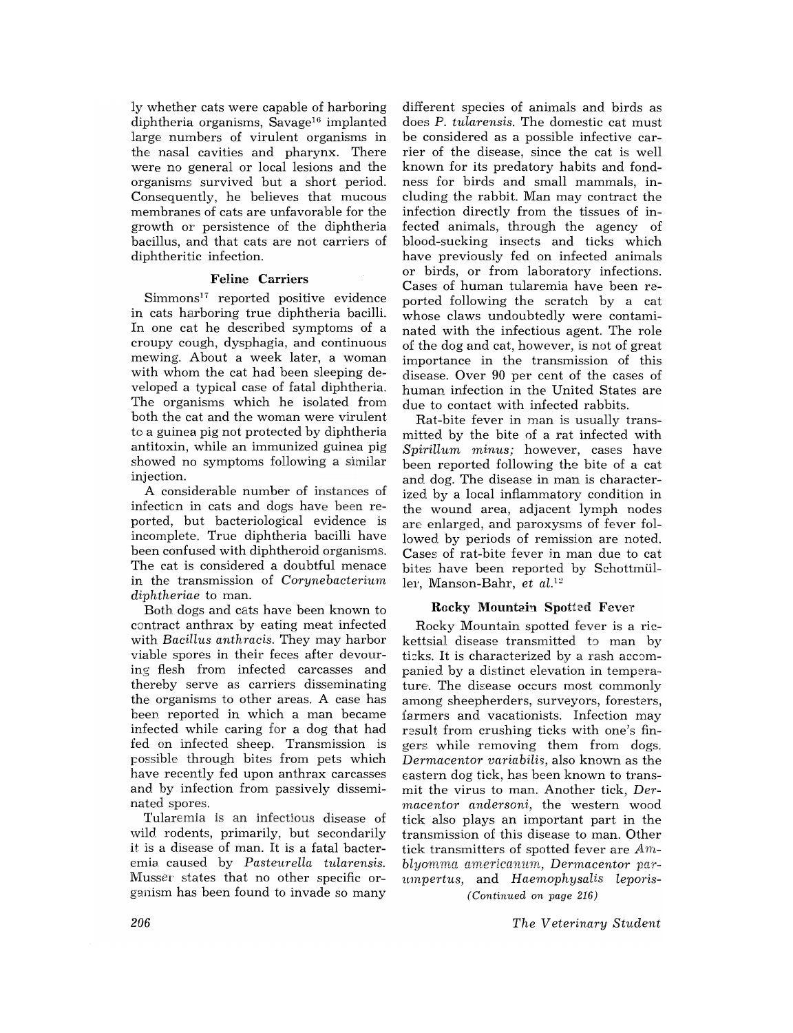ly whether cats were capable of harboring diphtheria organisms, Savage[16] implanted large numbers of virulent organisms in the nasal cavities and pharynx. There were no general or local lesions and the organisms survived but a short period. Consequently, he believes that mucous membranes of cats are unfavorable for the growth or persistence of the diphtheria bacillus, and that cats are not carriers of diphtheritic infection.

### Feline Carriers

Simmons[17] reported positive evidence in cats harboring true diphtheria bacilli. In one cat he described symptoms of a croupy cough, dysphagia, and continuous mewing. About a week later, a woman with whom the cat had been sleeping developed a typical case of fatal diphtheria. The organisms which he isolated from both the cat and the woman were virulent to a guinea pig not protected by diphtheria antitoxin, while an immunized guinea pig showed no symptoms following a similar injection.

A considerable number of instances of infection in cats and dogs have been reported, but bacteriological evidence is incomplete. True diphtheria bacilli have been confused with diphtheroid organisms. The cat is considered a doubtful menace in the transmission of *Corynebacterium diphtheriae* to man.

Both dogs and cats have been known to contract anthrax by eating meat infected with *Bacillus anthracis*. They may harbor viable spores in their feces after devouring flesh from infected carcasses and thereby serve as carriers disseminating the organisms to other areas. A case has been reported in which a man became infected while caring for a dog that had fed on infected sheep. Transmission is possible through bites from pets which have recently fed upon anthrax carcasses and by infection from passively disseminated spores.

Tularemia is an infectious disease of wild rodents, primarily, but secondarily it is a disease of man. It is a fatal bacteremia caused by *Pasteurella tularensis*. Musser states that no other specific organism has been found to invade so many different species of animals and birds as does *P. tularensis*. The domestic cat must be considered as a possible infective carrier of the disease, since the cat is well known for its predatory habits and fondness for birds and small mammals, including the rabbit. Man may contract the infection directly from the tissues of infected animals, through the agency of blood-sucking insects and ticks which have previously fed on infected animals or birds, or from laboratory infections. Cases of human tularemia have been reported following the scratch by a cat whose claws undoubtedly were contaminated with the infectious agent. The role of the dog and cat, however, is not of great importance in the transmission of this disease. Over 90 per cent of the cases of human infection in the United States are due to contact with infected rabbits.

Rat-bite fever in man is usually transmitted by the bite of a rat infected with *Spirillum minus;* however, cases have been reported following the bite of a cat and dog. The disease in man is characterized by a local inflammatory condition in the wound area, adjacent lymph nodes are enlarged, and paroxysms of fever followed by periods of remission are noted. Cases of rat-bite fever in man due to cat bites have been reported by Schottmüller, Manson-Bahr, *et al.*[12]

### Rocky Mountain Spotted Fever

Rocky Mountain spotted fever is a rickettsial disease transmitted to man by ticks. It is characterized by a rash accompanied by a distinct elevation in temperature. The disease occurs most commonly among sheepherders, surveyors, foresters, farmers and vacationists. Infection may result from crushing ticks with one's fingers while removing them from dogs. *Dermacentor variabilis,* also known as the eastern dog tick, has been known to transmit the virus to man. Another tick, *Dermacentor andersoni,* the western wood tick also plays an important part in the transmission of this disease to man. Other tick transmitters of spotted fever are *Amblyomma americanum, Dermacentor parumpertus,* and *Haemophysalis leporis-*

*(Continued on page 216)*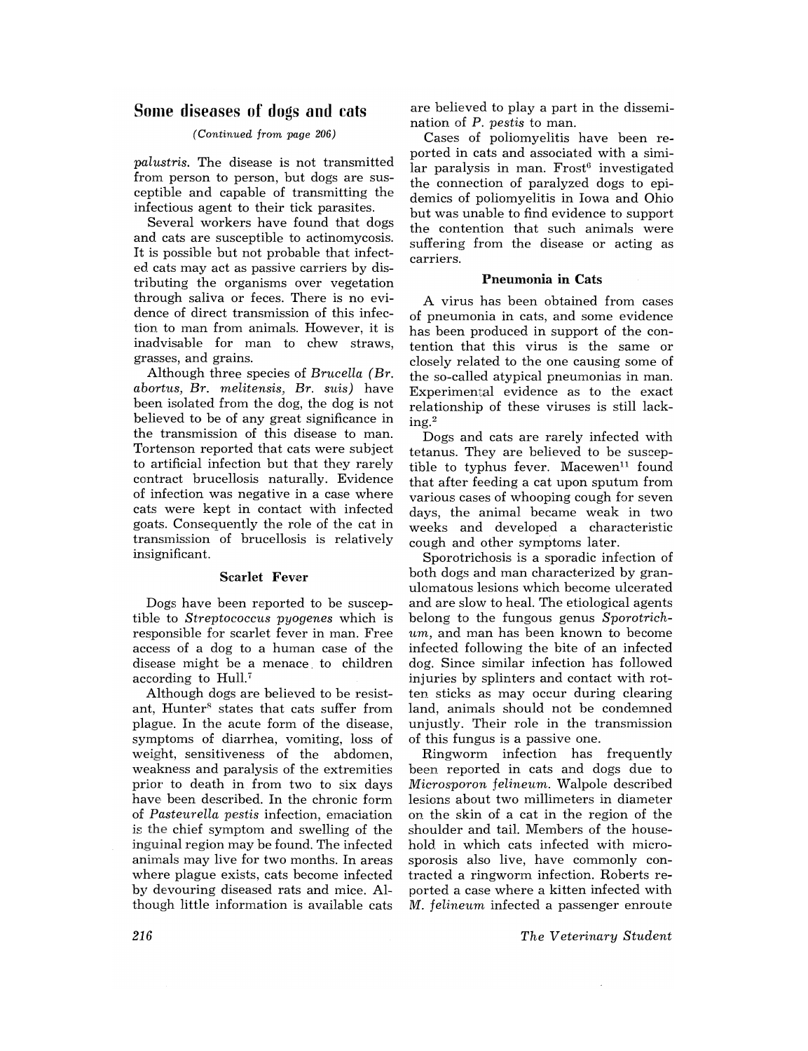## Some diseases of dogs and cats

*(Continued from page 206)*

*palustris.* The disease is not transmitted from person to person, but dogs are susceptible and capable of transmitting the infectious agent to their tick parasites.

Several workers have found that dogs and cats are susceptible to actinomycosis. It is possible but not probable that infected cats may act as passive carriers by distributing the organisms over vegetation through saliva or feces. There is no evidence of direct transmission of this infection to man from animals. However, it is inadvisable for man to chew straws, grasses, and grains.

Although three species of *Brucella* (*Br. abortus, Br. melitensis, Br. suis*) have been isolated from the dog, the dog is not believed to be of any great significance in the transmission of this disease to man. Tortenson reported that cats were subject to artificial infection but that they rarely contract brucellosis naturally. Evidence of infection was negative in a case where cats were kept in contact with infected goats. Consequently the role of the cat in transmission of brucellosis is relatively insignificant.

### Scarlet Fever

Dogs have been reported to be susceptible to *Streptococcus pyogenes* which is responsible for scarlet fever in man. Free access of a dog to a human case of the disease might be a menace to children according to Hull.[7]

Although dogs are believed to be resistant, Hunter[8] states that cats suffer from plague. In the acute form of the disease, symptoms of diarrhea, vomiting, loss of weight, sensitiveness of the abdomen, weakness and paralysis of the extremities prior to death in from two to six days have been described. In the chronic form of *Pasteurella pestis* infection, emaciation is the chief symptom and swelling of the inguinal region may be found. The infected animals may live for two months. In areas where plague exists, cats become infected by devouring diseased rats and mice. Although little information is available cats are believed to play a part in the dissemination of *P. pestis* to man.

Cases of poliomyelitis have been reported in cats and associated with a similar paralysis in man. Frost[6] investigated the connection of paralyzed dogs to epidemics of poliomyelitis in Iowa and Ohio but was unable to find evidence to support the contention that such animals were suffering from the disease or acting as carriers.

### Pneumonia in Cats

A virus has been obtained from cases of pneumonia in cats, and some evidence has been produced in support of the contention that this virus is the same or closely related to the one causing some of the so-called atypical pneumonias in man. Experimental evidence as to the exact relationship of these viruses is still lacking.[2]

Dogs and cats are rarely infected with tetanus. They are believed to be susceptible to typhus fever. Macewen[11] found that after feeding a cat upon sputum from various cases of whooping cough for seven days, the animal became weak in two weeks and developed a characteristic cough and other symptoms later.

Sporotrichosis is a sporadic infection of both dogs and man characterized by granulomatous lesions which become ulcerated and are slow to heal. The etiological agents belong to the fungous genus *Sporotrichum*, and man has been known to become infected following the bite of an infected dog. Since similar infection has followed injuries by splinters and contact with rotten sticks as may occur during clearing land, animals should not be condemned unjustly. Their role in the transmission of this fungus is a passive one.

Ringworm infection has frequently been reported in cats and dogs due to *Microsporon felineum.* Walpole described lesions about two millimeters in diameter on the skin of a cat in the region of the shoulder and tail. Members of the household in which cats infected with microsporosis also live, have commonly contracted a ringworm infection. Roberts reported a case where a kitten infected with *M. felineum* infected a passenger enroute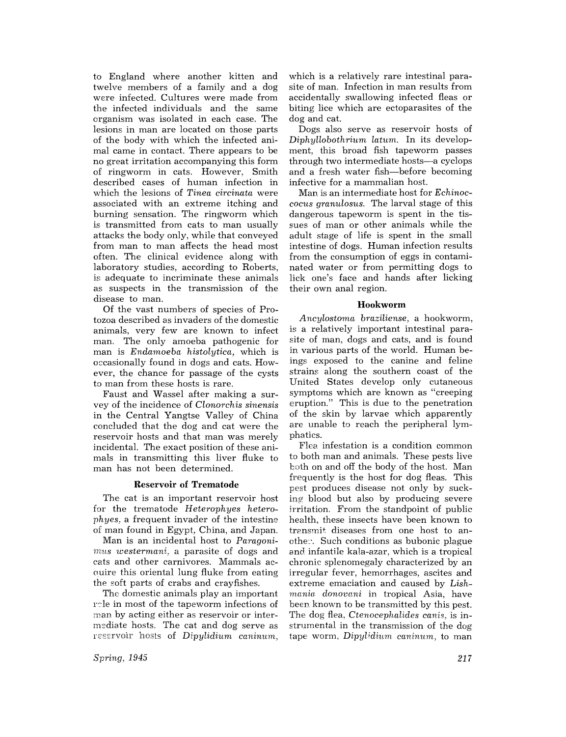to England where another kitten and twelve members of a family and a dog were infected. Cultures were made from the infected individuals and the same organism was isolated in each case. The lesions in man are located on those parts of the body with which the infected animal came in contact. There appears to be no great irritation accompanying this form of ringworm in cats. However, Smith described cases of human infection in which the lesions of *Tinea circinata* were associated with an extreme itching and burning sensation. The ringworm which is transmitted from cats to man usually attacks the body only, while that conveyed from man to man affects the head most often. The clinical evidence along with laboratory studies, according to Roberts, is adequate to incriminate these animals as suspects in the transmission of the disease to man.

Of the vast numbers of species of Protozoa described as invaders of the domestic animals, very few are known to infect man. The only amoeba pathogenic for man is *Endamoeba histolytica,* which is occasionally found in dogs and cats. However, the chance for passage of the cysts to man from these hosts is rare.

Faust and Wassel after making a survey of the incidence of *Clonorchis sinensis* in the Central Yangtse Valley of China concluded that the dog and cat were the reservoir hosts and that man was merely incidental. The exact position of these animals in transmitting this liver fluke to man has not been determined.

### Reservoir of Trematode

The cat is an important reservoir host for the trematode *Heterophyes heterophyes,* a frequent invader of the intestine of man found in Egypt, China, and Japan.

Man is an incidental host to *Paragonimus westermani,* a parasite of dogs and cats and other carnivores. Mammals acquire this oriental lung fluke from eating the soft parts of crabs and crayfishes.

The domestic animals play an important role in most of the tapeworm infections of man by acting either as reservoir or intermediate hosts. The cat and dog serve as reservoir hosts of *Dipylidium caninum,* which is a relatively rare intestinal parasite of man. Infection in man results from accidentally swallowing infected fleas or biting lice which are ectoparasites of the dog and cat.

Dogs also serve as reservoir hosts of *Diphyllobothrium latum.* In its development, this broad fish tapeworm passes through two intermediate hosts—a cyclops and a fresh water fish—before becoming infective for a mammalian host.

Man is an intermediate host for *Echinoccocus granulosus.* The larval stage of this dangerous tapeworm is spent in the tissues of man or other animals while the adult stage of life is spent in the small intestine of dogs. Human infection results from the consumption of eggs in contaminated water or from permitting dogs to lick one's face and hands after licking their own anal region.

### Hookworm

*Ancylostoma braziliense,* a hookworm, is a relatively important intestinal parasite of man, dogs and cats, and is found in various parts of the world. Human beings exposed to the canine and feline strains along the southern coast of the United States develop only cutaneous symptoms which are known as "creeping eruption." This is due to the penetration of the skin by larvae which apparently are unable to reach the peripheral lymphatics.

Flea infestation is a condition common to both man and animals. These pests live both on and off the body of the host. Man frequently is the host for dog fleas. This pest produces disease not only by sucking blood but also by producing severe irritation. From the standpoint of public health, these insects have been known to transmit diseases from one host to another. Such conditions as bubonic plague and infantile kala-azar, which is a tropical chronic splenomegaly characterized by an irregular fever, hemorrhages, ascites and extreme emaciation and caused by *Lishmania donovani* in tropical Asia, have been known to be transmitted by this pest. The dog flea, *Ctenocephalides canis,* is instrumental in the transmission of the dog tape worm, *Dipylidium caninum,* to man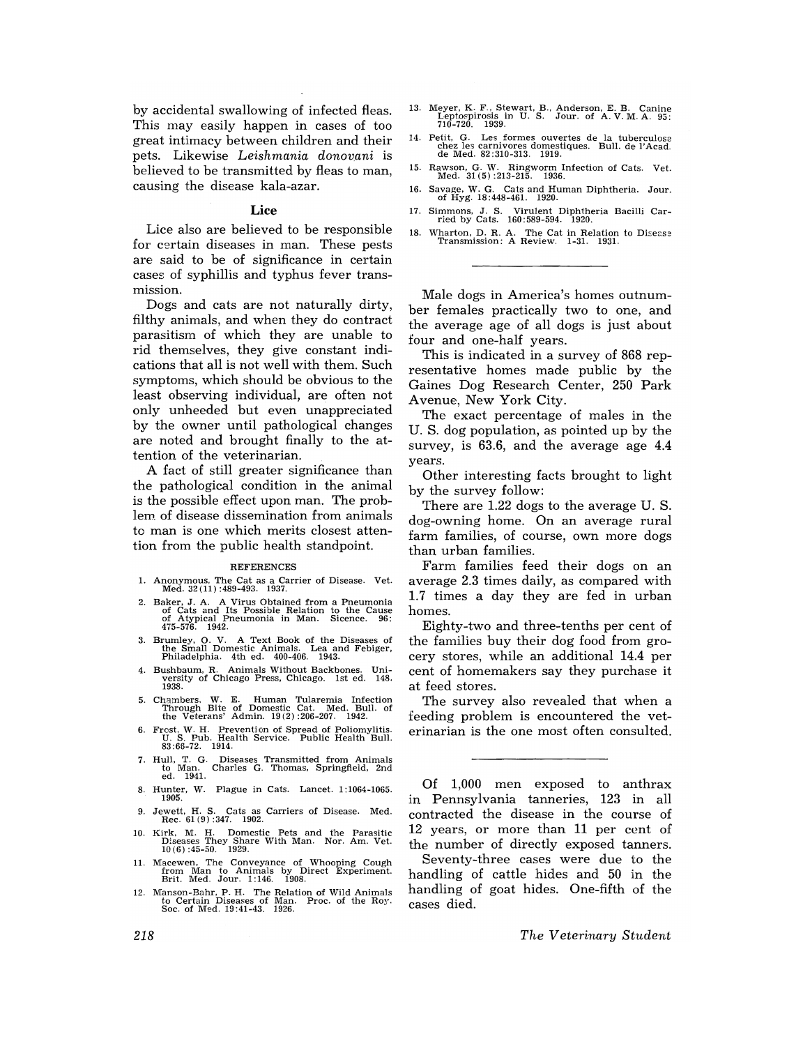by accidental swallowing of infected fleas. This may easily happen in cases of too great intimacy between children and their pets. Likewise *Leishmania donovani* is believed to be transmitted by fleas to man, causing the disease kala-azar.

### Lice

Lice also are believed to be responsible for certain diseases in man. These pests are said to be of significance in certain cases of syphillis and typhus fever transmission.

Dogs and cats are not naturally dirty, filthy animals, and when they do contract parasitism of which they are unable to rid themselves, they give constant indications that all is not well with them. Such symptoms, which should be obvious to the least observing individual, are often not only unheeded but even unappreciated by the owner until pathological changes are noted and brought finally to the attention of the veterinarian.

A fact of still greater significance than the pathological condition in the animal is the possible effect upon man. The problem of disease dissemination from animals to man is one which merits closest attention from the public health standpoint.

#### REFERENCES

1. Anonymous. The Cat as a Carrier of Disease. Vet. Med. 32(11):489-493. 1937.
2. Baker, J. A. A Virus Obtained from a Pneumonia of Cats and Its Possible Relation to the Cause of Atypical Pneumonia in Man. Sicence. 96: 475-576. 1942.
3. Brumley, O. V. A Text Book of the Diseases of the Small Domestic Animals. Lea and Febiger, Philadelphia. 4th ed. 400-406. 1943.
4. Bushbaum, R. Animals Without Backbones. University of Chicago Press, Chicago. 1st ed. 148. 1938.
5. Chambers. W. E. Human Tularemia Infection Through Bite of Domestic Cat. Med. Bull. of the Veterans' Admin. 19(2):206-207. 1942.
6. Frost, W. H. Prevention of Spread of Poliomylitis. U. S. Pub. Health Service. Public Health Bull. 83:66-72. 1914.
7. Hull, T. G. Diseases Transmitted from Animals to Man. Charles G. Thomas, Springfield, 2nd ed. 1941.
8. Hunter, W. Plague in Cats. Lancet. 1:1064-1065. 1905.
9. Jewett, H. S. Cats as Carriers of Disease. Med. Rec. 61(9):347. 1902.
10. Kirk, M. H. Domestic Pets and the Parasitic Diseases They Share With Man. Nor. Am. Vet. 10(6):45-50. 1929.
11. Macewen, The Conveyance of Whooping Cough from Man to Animals by Direct Experiment. Brit. Med. Jour. 1:146. 1908.
12. Manson-Bahr, P. H. The Relation of Wild Animals to Certain Diseases of Man. Proc. of the Roy. Soc. of Med. 19:41-43. 1926.
13. Meyer, K. F., Stewart, B., Anderson, E. B. Canine Leptospirosis in U. S. Jour. of A. V. M. A. 95: 710-720. 1939.
14. Petit, G. Les formes ouvertes de la tuberculose chez les carnivores domestiques. Bull. de l'Acad. de Med. 82:310-313. 1919.
15. Rawson, G. W. Ringworm Infection of Cats. Vet. Med. 31(5):213-215. 1936.
16. Savage, W. G. Cats and Human Diphtheria. Jour. of Hyg. 18:448-461. 1920.
17. Simmons, J. S. Virulent Diphtheria Bacilli Carried by Cats. 160:589-594. 1920.
18. Wharton, D. R. A. The Cat in Relation to Disease Transmission: A Review. 1-31. 1931.

---

Male dogs in America's homes outnumber females practically two to one, and the average age of all dogs is just about four and one-half years.

This is indicated in a survey of 868 representative homes made public by the Gaines Dog Research Center, 250 Park Avenue, New York City.

The exact percentage of males in the U. S. dog population, as pointed up by the survey, is 63.6, and the average age 4.4 years.

Other interesting facts brought to light by the survey follow:

There are 1.22 dogs to the average U. S. dog-owning home. On an average rural farm families, of course, own more dogs than urban families.

Farm families feed their dogs on an average 2.3 times daily, as compared with 1.7 times a day they are fed in urban homes.

Eighty-two and three-tenths per cent of the families buy their dog food from grocery stores, while an additional 14.4 per cent of homemakers say they purchase it at feed stores.

The survey also revealed that when a feeding problem is encountered the veterinarian is the one most often consulted.

---

Of 1,000 men exposed to anthrax in Pennsylvania tanneries, 123 in all contracted the disease in the course of 12 years, or more than 11 per cent of the number of directly exposed tanners.

Seventy-three cases were due to the handling of cattle hides and 50 in the handling of goat hides. One-fifth of the cases died.